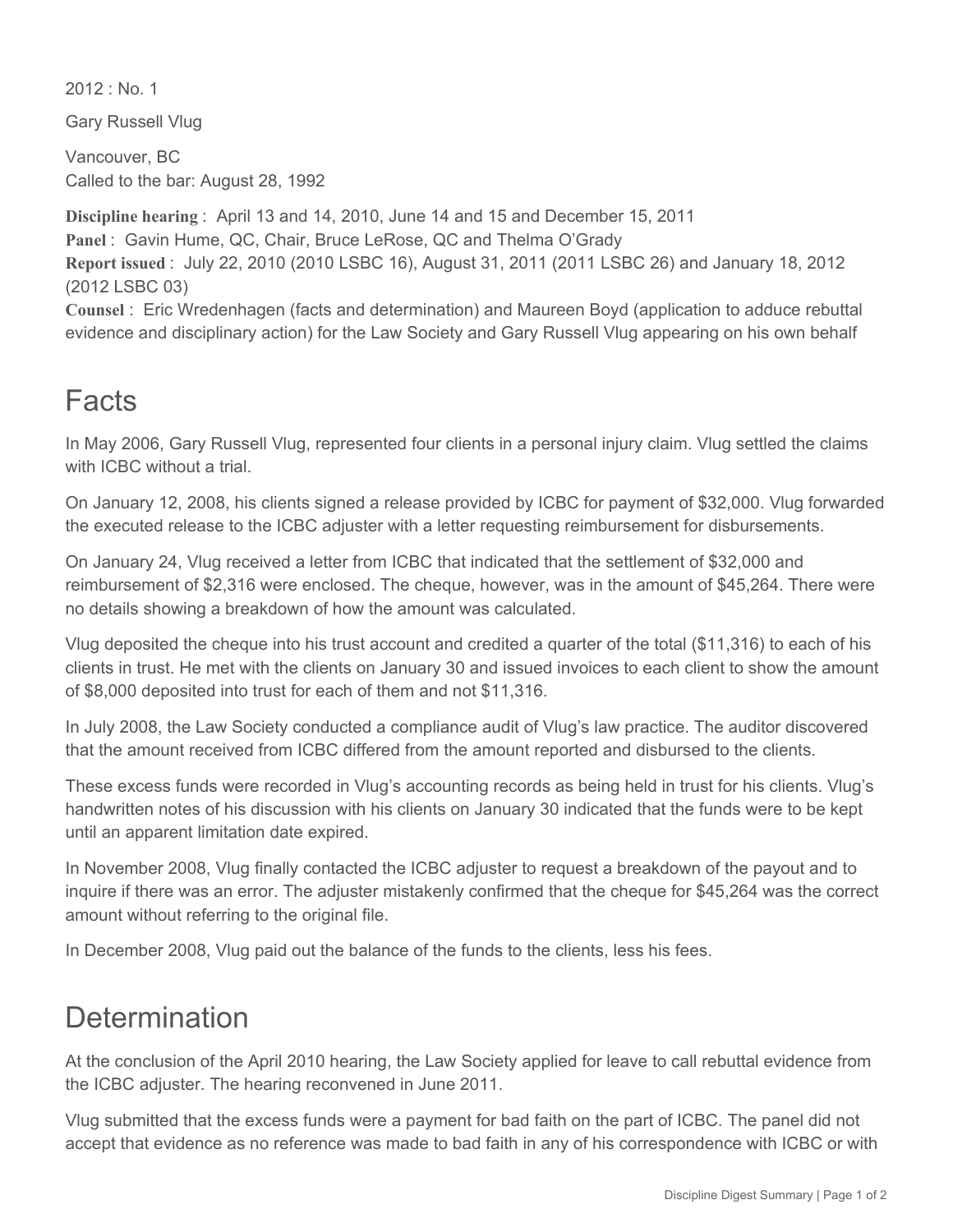2012 : No. 1

Gary Russell Vlug

Vancouver, BC
Called to the bar: August 28, 1992

**Discipline hearing** : April 13 and 14, 2010, June 14 and 15 and December 15, 2011
**Panel** : Gavin Hume, QC, Chair, Bruce LeRose, QC and Thelma O'Grady
**Report issued** : July 22, 2010 (2010 LSBC 16), August 31, 2011 (2011 LSBC 26) and January 18, 2012 (2012 LSBC 03)
**Counsel** : Eric Wredenhagen (facts and determination) and Maureen Boyd (application to adduce rebuttal evidence and disciplinary action) for the Law Society and Gary Russell Vlug appearing on his own behalf

# Facts

In May 2006, Gary Russell Vlug, represented four clients in a personal injury claim. Vlug settled the claims with ICBC without a trial.

On January 12, 2008, his clients signed a release provided by ICBC for payment of $32,000. Vlug forwarded the executed release to the ICBC adjuster with a letter requesting reimbursement for disbursements.

On January 24, Vlug received a letter from ICBC that indicated that the settlement of $32,000 and reimbursement of $2,316 were enclosed. The cheque, however, was in the amount of $45,264. There were no details showing a breakdown of how the amount was calculated.

Vlug deposited the cheque into his trust account and credited a quarter of the total ($11,316) to each of his clients in trust. He met with the clients on January 30 and issued invoices to each client to show the amount of $8,000 deposited into trust for each of them and not $11,316.

In July 2008, the Law Society conducted a compliance audit of Vlug's law practice. The auditor discovered that the amount received from ICBC differed from the amount reported and disbursed to the clients.

These excess funds were recorded in Vlug's accounting records as being held in trust for his clients. Vlug's handwritten notes of his discussion with his clients on January 30 indicated that the funds were to be kept until an apparent limitation date expired.

In November 2008, Vlug finally contacted the ICBC adjuster to request a breakdown of the payout and to inquire if there was an error. The adjuster mistakenly confirmed that the cheque for $45,264 was the correct amount without referring to the original file.

In December 2008, Vlug paid out the balance of the funds to the clients, less his fees.

# Determination

At the conclusion of the April 2010 hearing, the Law Society applied for leave to call rebuttal evidence from the ICBC adjuster. The hearing reconvened in June 2011.

Vlug submitted that the excess funds were a payment for bad faith on the part of ICBC. The panel did not accept that evidence as no reference was made to bad faith in any of his correspondence with ICBC or with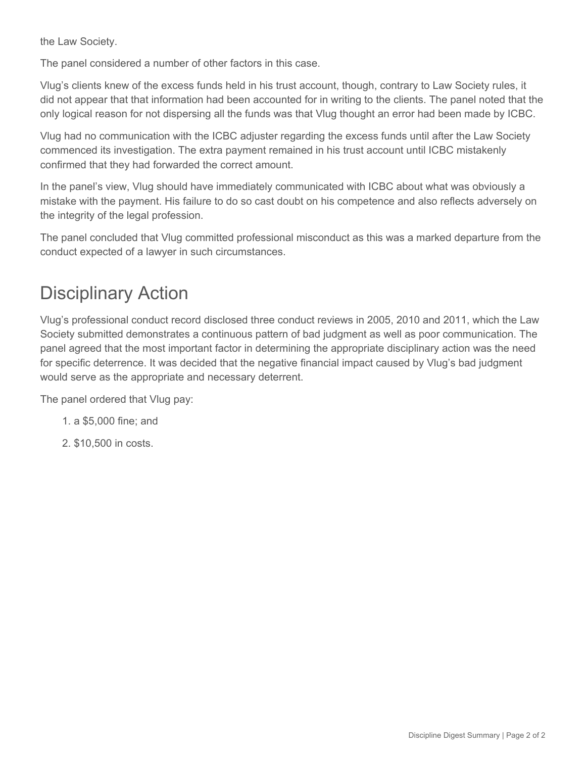the Law Society.

The panel considered a number of other factors in this case.

Vlug's clients knew of the excess funds held in his trust account, though, contrary to Law Society rules, it did not appear that that information had been accounted for in writing to the clients. The panel noted that the only logical reason for not dispersing all the funds was that Vlug thought an error had been made by ICBC.

Vlug had no communication with the ICBC adjuster regarding the excess funds until after the Law Society commenced its investigation. The extra payment remained in his trust account until ICBC mistakenly confirmed that they had forwarded the correct amount.

In the panel's view, Vlug should have immediately communicated with ICBC about what was obviously a mistake with the payment. His failure to do so cast doubt on his competence and also reflects adversely on the integrity of the legal profession.

The panel concluded that Vlug committed professional misconduct as this was a marked departure from the conduct expected of a lawyer in such circumstances.

## Disciplinary Action

Vlug's professional conduct record disclosed three conduct reviews in 2005, 2010 and 2011, which the Law Society submitted demonstrates a continuous pattern of bad judgment as well as poor communication. The panel agreed that the most important factor in determining the appropriate disciplinary action was the need for specific deterrence. It was decided that the negative financial impact caused by Vlug's bad judgment would serve as the appropriate and necessary deterrent.

The panel ordered that Vlug pay:

1. a $5,000 fine; and
2. $10,500 in costs.